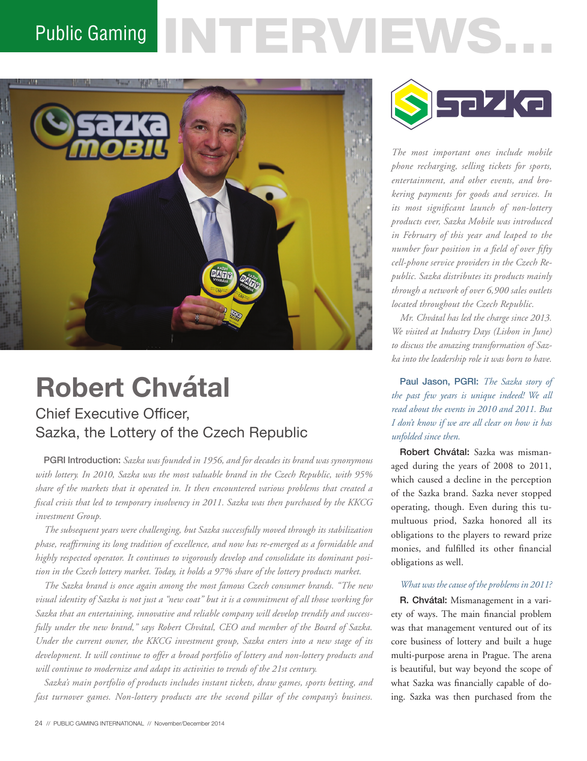# Robert Chvátal

## Chief Executive Officer, Sazka, the Lottery of the Czech Republic

**PGRI Introduction:** *Sazka was founded in 1956, and for decades its brand was synonymous with lottery. In 2010, Sazka was the most valuable brand in the Czech Republic, with 95% share of the markets that it operated in. It then encountered various problems that created a fiscal crisis that led to temporary insolvency in 2011. Sazka was then purchased by the KKCG investment Group.*

*The subsequent years were challenging, but Sazka successfully moved through its stabilization phase, reaffirming its long tradition of excellence, and now has re-emerged as a formidable and highly respected operator. It continues to vigorously develop and consolidate its dominant position in the Czech lottery market. Today, it holds a 97% share of the lottery products market.*

*The Sazka brand is once again among the most famous Czech consumer brands. "The new visual identity of Sazka is not just a "new coat" but it is a commitment of all those working for Sazka that an entertaining, innovative and reliable company will develop trendily and successfully under the new brand," says Robert Chvátal, CEO and member of the Board of Sazka. Under the current owner, the KKCG investment group, Sazka enters into a new stage of its development. It will continue to offer a broad portfolio of lottery and non-lottery products and will continue to modernize and adapt its activities to trends of the 21st century.*

*Sazka's main portfolio of products includes instant tickets, draw games, sports betting, and fast turnover games. Non-lottery products are the second pillar of the company's business. The most important ones include mobile phone recharging, selling tickets for sports, entertainment, and other events, and brokering payments for goods and services. In its most significant launch of non-lottery products ever, Sazka Mobile was introduced in February of this year and leaped to the number four position in a field of over fifty cell-phone service providers in the Czech Republic. Sazka distributes its products mainly through a network of over 6,900 sales outlets located throughout the Czech Republic.*

*Mr. Chvátal has led the charge since 2013. We visited at Industry Days (Lisbon in June) to discuss the amazing transformation of Sazka into the leadership role it was born to have.*

**Paul Jason, PGRI:** *The Sazka story of the past few years is unique indeed! We all read about the events in 2010 and 2011. But I don't know if we are all clear on how it has unfolded since then.*

**Robert Chvátal:** Sazka was mismanaged during the years of 2008 to 2011, which caused a decline in the perception of the Sazka brand. Sazka never stopped operating, though. Even during this tumultuous priod, Sazka honored all its obligations to the players to reward prize monies, and fulfilled its other financial obligations as well.

*What was the cause of the problems in 2011?*

**R. Chvátal:** Mismanagement in a variety of ways. The main financial problem was that management ventured out of its core business of lottery and built a huge multi-purpose arena in Prague. The arena is beautiful, but way beyond the scope of what Sazka was financially capable of doing. Sazka was then purchased from the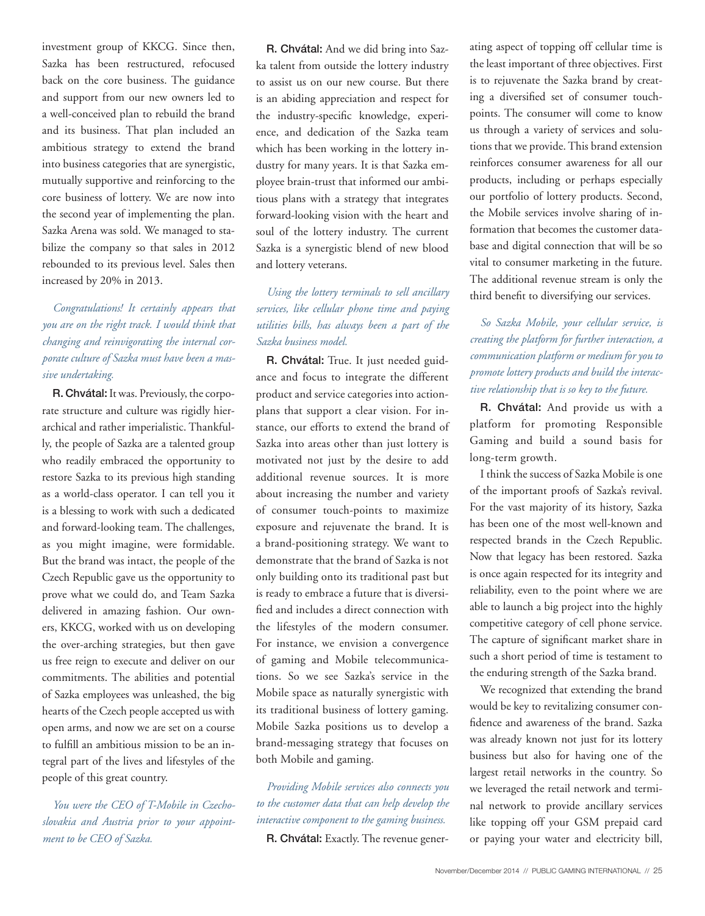investment group of KKCG. Since then, Sazka has been restructured, refocused back on the core business. The guidance and support from our new owners led to a well-conceived plan to rebuild the brand and its business. That plan included an ambitious strategy to extend the brand into business categories that are synergistic, mutually supportive and reinforcing to the core business of lottery. We are now into the second year of implementing the plan. Sazka Arena was sold. We managed to stabilize the company so that sales in 2012 rebounded to its previous level. Sales then increased by 20% in 2013.

*Congratulations! It certainly appears that you are on the right track. I would think that changing and reinvigorating the internal corporate culture of Sazka must have been a massive undertaking.*

**R. Chvátal:** It was. Previously, the corporate structure and culture was rigidly hierarchical and rather imperialistic. Thankfully, the people of Sazka are a talented group who readily embraced the opportunity to restore Sazka to its previous high standing as a world-class operator. I can tell you it is a blessing to work with such a dedicated and forward-looking team. The challenges, as you might imagine, were formidable. But the brand was intact, the people of the Czech Republic gave us the opportunity to prove what we could do, and Team Sazka delivered in amazing fashion. Our owners, KKCG, worked with us on developing the over-arching strategies, but then gave us free reign to execute and deliver on our commitments. The abilities and potential of Sazka employees was unleashed, the big hearts of the Czech people accepted us with open arms, and now we are set on a course to fulfill an ambitious mission to be an integral part of the lives and lifestyles of the people of this great country.

*You were the CEO of T-Mobile in Czechoslovakia and Austria prior to your appointment to be CEO of Sazka.*

**R. Chvátal:** And we did bring into Sazka talent from outside the lottery industry to assist us on our new course. But there is an abiding appreciation and respect for the industry-specific knowledge, experience, and dedication of the Sazka team which has been working in the lottery industry for many years. It is that Sazka employee brain-trust that informed our ambitious plans with a strategy that integrates forward-looking vision with the heart and soul of the lottery industry. The current Sazka is a synergistic blend of new blood and lottery veterans.

*Using the lottery terminals to sell ancillary services, like cellular phone time and paying utilities bills, has always been a part of the Sazka business model.*

**R. Chvátal:** True. It just needed guidance and focus to integrate the different product and service categories into action-plans that support a clear vision. For instance, our efforts to extend the brand of Sazka into areas other than just lottery is motivated not just by the desire to add additional revenue sources. It is more about increasing the number and variety of consumer touch-points to maximize exposure and rejuvenate the brand. It is a brand-positioning strategy. We want to demonstrate that the brand of Sazka is not only building onto its traditional past but is ready to embrace a future that is diversified and includes a direct connection with the lifestyles of the modern consumer. For instance, we envision a convergence of gaming and Mobile telecommunications. So we see Sazka's service in the Mobile space as naturally synergistic with its traditional business of lottery gaming. Mobile Sazka positions us to develop a brand-messaging strategy that focuses on both Mobile and gaming.

*Providing Mobile services also connects you to the customer data that can help develop the interactive component to the gaming business.*

**R. Chvátal:** Exactly. The revenue generating aspect of topping off cellular time is the least important of three objectives. First is to rejuvenate the Sazka brand by creating a diversified set of consumer touch-points. The consumer will come to know us through a variety of services and solutions that we provide. This brand extension reinforces consumer awareness for all our products, including or perhaps especially our portfolio of lottery products. Second, the Mobile services involve sharing of information that becomes the customer database and digital connection that will be so vital to consumer marketing in the future. The additional revenue stream is only the third benefit to diversifying our services.

*So Sazka Mobile, your cellular service, is creating the platform for further interaction, a communication platform or medium for you to promote lottery products and build the interactive relationship that is so key to the future.*

**R. Chvátal:** And provide us with a platform for promoting Responsible Gaming and build a sound basis for long-term growth.

I think the success of Sazka Mobile is one of the important proofs of Sazka's revival. For the vast majority of its history, Sazka has been one of the most well-known and respected brands in the Czech Republic. Now that legacy has been restored. Sazka is once again respected for its integrity and reliability, even to the point where we are able to launch a big project into the highly competitive category of cell phone service. The capture of significant market share in such a short period of time is testament to the enduring strength of the Sazka brand.

We recognized that extending the brand would be key to revitalizing consumer confidence and awareness of the brand. Sazka was already known not just for its lottery business but also for having one of the largest retail networks in the country. So we leveraged the retail network and terminal network to provide ancillary services like topping off your GSM prepaid card or paying your water and electricity bill,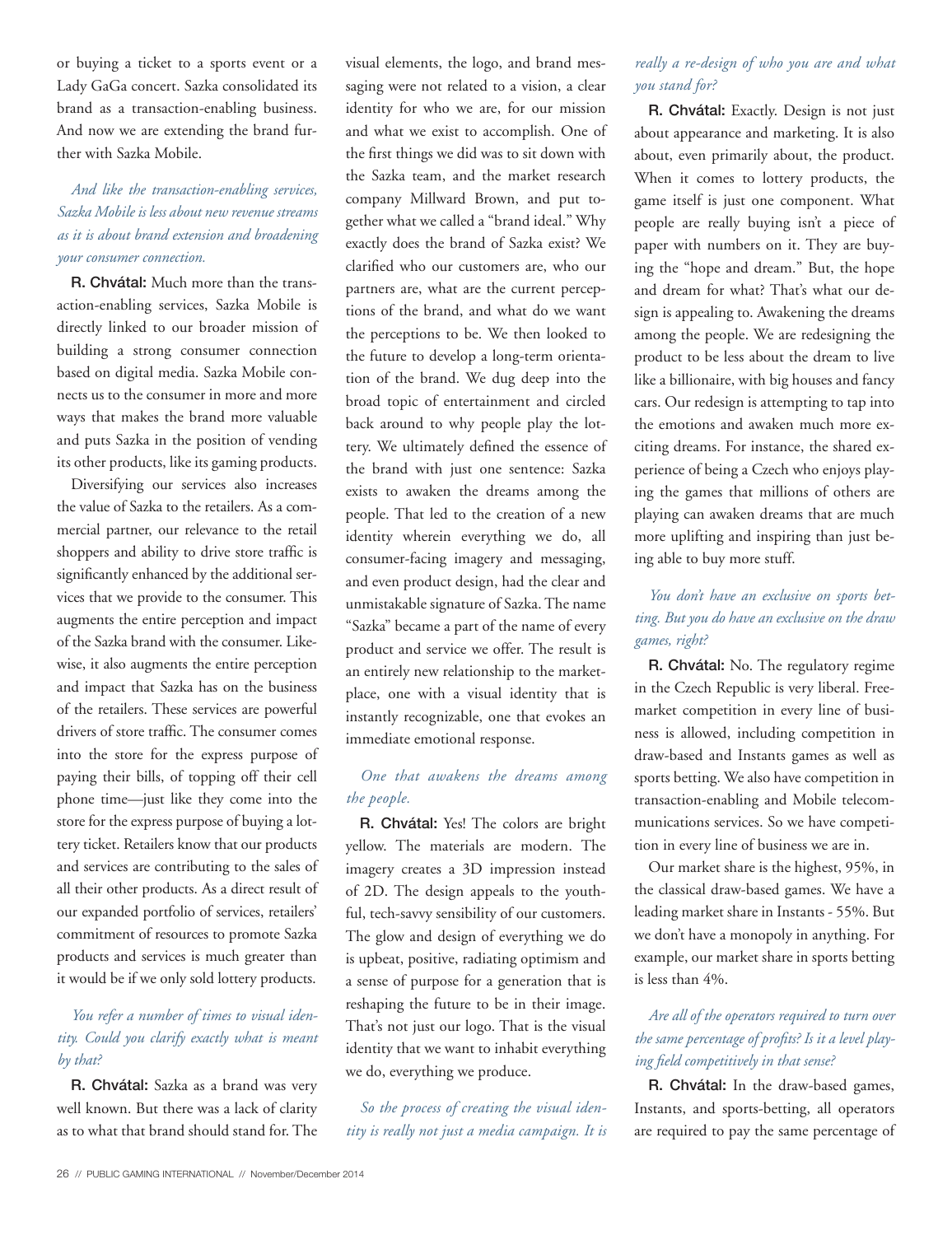or buying a ticket to a sports event or a Lady GaGa concert. Sazka consolidated its brand as a transaction-enabling business. And now we are extending the brand further with Sazka Mobile.

*And like the transaction-enabling services, Sazka Mobile is less about new revenue streams as it is about brand extension and broadening your consumer connection.*

**R. Chvátal:** Much more than the transaction-enabling services, Sazka Mobile is directly linked to our broader mission of building a strong consumer connection based on digital media. Sazka Mobile connects us to the consumer in more and more ways that makes the brand more valuable and puts Sazka in the position of vending its other products, like its gaming products.

Diversifying our services also increases the value of Sazka to the retailers. As a commercial partner, our relevance to the retail shoppers and ability to drive store traffic is significantly enhanced by the additional services that we provide to the consumer. This augments the entire perception and impact of the Sazka brand with the consumer. Likewise, it also augments the entire perception and impact that Sazka has on the business of the retailers. These services are powerful drivers of store traffic. The consumer comes into the store for the express purpose of paying their bills, of topping off their cell phone time—just like they come into the store for the express purpose of buying a lottery ticket. Retailers know that our products and services are contributing to the sales of all their other products. As a direct result of our expanded portfolio of services, retailers' commitment of resources to promote Sazka products and services is much greater than it would be if we only sold lottery products.

*You refer a number of times to visual identity. Could you clarify exactly what is meant by that?*

**R. Chvátal:** Sazka as a brand was very well known. But there was a lack of clarity as to what that brand should stand for. The visual elements, the logo, and brand messaging were not related to a vision, a clear identity for who we are, for our mission and what we exist to accomplish. One of the first things we did was to sit down with the Sazka team, and the market research company Millward Brown, and put together what we called a "brand ideal." Why exactly does the brand of Sazka exist? We clarified who our customers are, who our partners are, what are the current perceptions of the brand, and what do we want the perceptions to be. We then looked to the future to develop a long-term orientation of the brand. We dug deep into the broad topic of entertainment and circled back around to why people play the lottery. We ultimately defined the essence of the brand with just one sentence: Sazka exists to awaken the dreams among the people. That led to the creation of a new identity wherein everything we do, all consumer-facing imagery and messaging, and even product design, had the clear and unmistakable signature of Sazka. The name "Sazka" became a part of the name of every product and service we offer. The result is an entirely new relationship to the marketplace, one with a visual identity that is instantly recognizable, one that evokes an immediate emotional response.

*One that awakens the dreams among the people.*

**R. Chvátal:** Yes! The colors are bright yellow. The materials are modern. The imagery creates a 3D impression instead of 2D. The design appeals to the youthful, tech-savvy sensibility of our customers. The glow and design of everything we do is upbeat, positive, radiating optimism and a sense of purpose for a generation that is reshaping the future to be in their image. That's not just our logo. That is the visual identity that we want to inhabit everything we do, everything we produce.

*So the process of creating the visual identity is really not just a media campaign. It is really a re-design of who you are and what you stand for?*

**R. Chvátal:** Exactly. Design is not just about appearance and marketing. It is also about, even primarily about, the product. When it comes to lottery products, the game itself is just one component. What people are really buying isn't a piece of paper with numbers on it. They are buying the "hope and dream." But, the hope and dream for what? That's what our design is appealing to. Awakening the dreams among the people. We are redesigning the product to be less about the dream to live like a billionaire, with big houses and fancy cars. Our redesign is attempting to tap into the emotions and awaken much more exciting dreams. For instance, the shared experience of being a Czech who enjoys playing the games that millions of others are playing can awaken dreams that are much more uplifting and inspiring than just being able to buy more stuff.

*You don't have an exclusive on sports betting. But you do have an exclusive on the draw games, right?*

**R. Chvátal:** No. The regulatory regime in the Czech Republic is very liberal. Free-market competition in every line of business is allowed, including competition in draw-based and Instants games as well as sports betting. We also have competition in transaction-enabling and Mobile telecommunications services. So we have competition in every line of business we are in.

Our market share is the highest, 95%, in the classical draw-based games. We have a leading market share in Instants - 55%. But we don't have a monopoly in anything. For example, our market share in sports betting is less than 4%.

*Are all of the operators required to turn over the same percentage of profits? Is it a level playing field competitively in that sense?*

**R. Chvátal:** In the draw-based games, Instants, and sports-betting, all operators are required to pay the same percentage of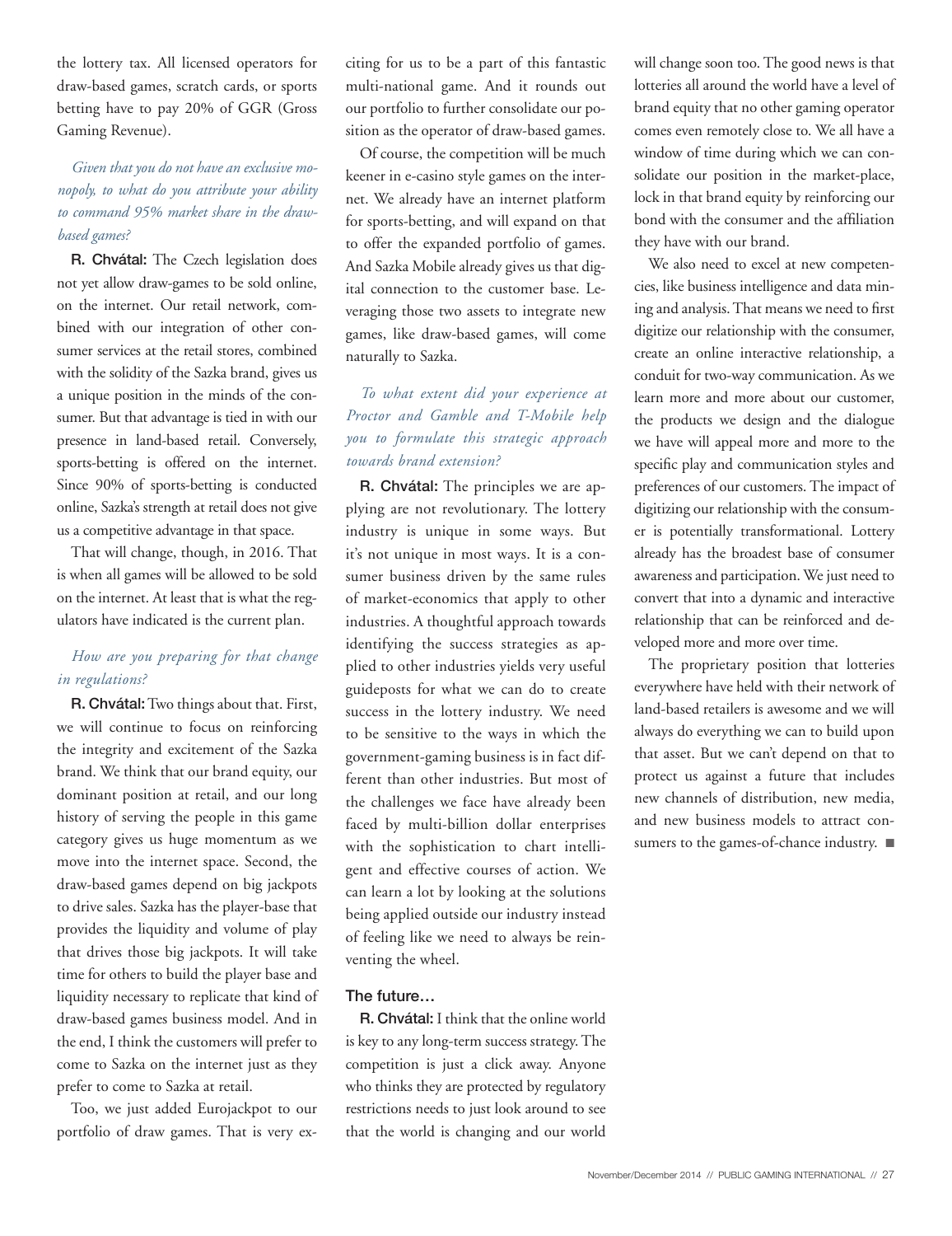the lottery tax. All licensed operators for draw-based games, scratch cards, or sports betting have to pay 20% of GGR (Gross Gaming Revenue).

*Given that you do not have an exclusive monopoly, to what do you attribute your ability to command 95% market share in the draw-based games?*

**R. Chvátal:** The Czech legislation does not yet allow draw-games to be sold online, on the internet. Our retail network, combined with our integration of other consumer services at the retail stores, combined with the solidity of the Sazka brand, gives us a unique position in the minds of the consumer. But that advantage is tied in with our presence in land-based retail. Conversely, sports-betting is offered on the internet. Since 90% of sports-betting is conducted online, Sazka's strength at retail does not give us a competitive advantage in that space.

That will change, though, in 2016. That is when all games will be allowed to be sold on the internet. At least that is what the regulators have indicated is the current plan.

*How are you preparing for that change in regulations?*

**R. Chvátal:** Two things about that. First, we will continue to focus on reinforcing the integrity and excitement of the Sazka brand. We think that our brand equity, our dominant position at retail, and our long history of serving the people in this game category gives us huge momentum as we move into the internet space. Second, the draw-based games depend on big jackpots to drive sales. Sazka has the player-base that provides the liquidity and volume of play that drives those big jackpots. It will take time for others to build the player base and liquidity necessary to replicate that kind of draw-based games business model. And in the end, I think the customers will prefer to come to Sazka on the internet just as they prefer to come to Sazka at retail.

Too, we just added Eurojackpot to our portfolio of draw games. That is very exciting for us to be a part of this fantastic multi-national game. And it rounds out our portfolio to further consolidate our position as the operator of draw-based games.

Of course, the competition will be much keener in e-casino style games on the internet. We already have an internet platform for sports-betting, and will expand on that to offer the expanded portfolio of games. And Sazka Mobile already gives us that digital connection to the customer base. Leveraging those two assets to integrate new games, like draw-based games, will come naturally to Sazka.

*To what extent did your experience at Proctor and Gamble and T-Mobile help you to formulate this strategic approach towards brand extension?*

**R. Chvátal:** The principles we are applying are not revolutionary. The lottery industry is unique in some ways. But it's not unique in most ways. It is a consumer business driven by the same rules of market-economics that apply to other industries. A thoughtful approach towards identifying the success strategies as applied to other industries yields very useful guideposts for what we can do to create success in the lottery industry. We need to be sensitive to the ways in which the government-gaming business is in fact different than other industries. But most of the challenges we face have already been faced by multi-billion dollar enterprises with the sophistication to chart intelligent and effective courses of action. We can learn a lot by looking at the solutions being applied outside our industry instead of feeling like we need to always be reinventing the wheel.

### The future…

**R. Chvátal:** I think that the online world is key to any long-term success strategy. The competition is just a click away. Anyone who thinks they are protected by regulatory restrictions needs to just look around to see that the world is changing and our world will change soon too. The good news is that lotteries all around the world have a level of brand equity that no other gaming operator comes even remotely close to. We all have a window of time during which we can consolidate our position in the market-place, lock in that brand equity by reinforcing our bond with the consumer and the affiliation they have with our brand.

We also need to excel at new competencies, like business intelligence and data mining and analysis. That means we need to first digitize our relationship with the consumer, create an online interactive relationship, a conduit for two-way communication. As we learn more and more about our customer, the products we design and the dialogue we have will appeal more and more to the specific play and communication styles and preferences of our customers. The impact of digitizing our relationship with the consumer is potentially transformational. Lottery already has the broadest base of consumer awareness and participation. We just need to convert that into a dynamic and interactive relationship that can be reinforced and developed more and more over time.

The proprietary position that lotteries everywhere have held with their network of land-based retailers is awesome and we will always do everything we can to build upon that asset. But we can't depend on that to protect us against a future that includes new channels of distribution, new media, and new business models to attract consumers to the games-of-chance industry. ■